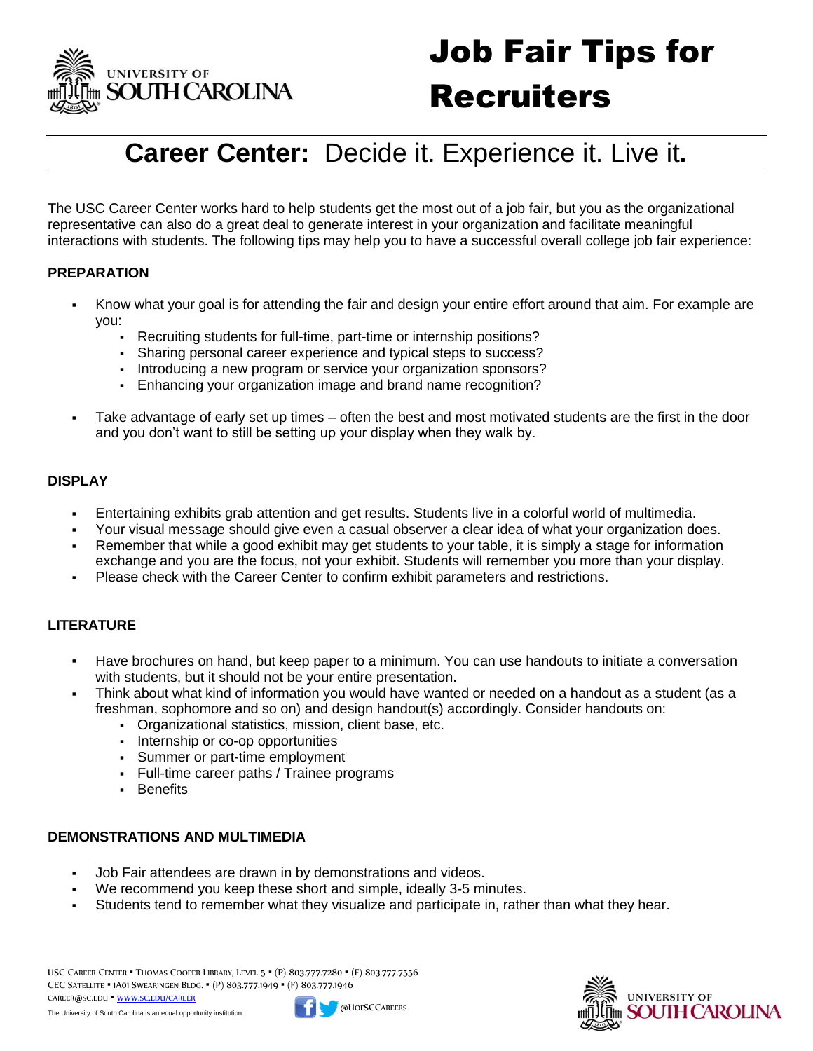# Job Fair Tips for Recruiters

## **Career Center:** Decide it. Experience it. Live it.

The USC Career Center works hard to help students get the most out of a job fair, but you as the organizational representative can also do a great deal to generate interest in your organization and facilitate meaningful interactions with students. The following tips may help you to have a successful overall college job fair experience:

### PREPARATION

- Know what your goal is for attending the fair and design your entire effort around that aim. For example are you:
  - Recruiting students for full-time, part-time or internship positions?
  - Sharing personal career experience and typical steps to success?
  - Introducing a new program or service your organization sponsors?
  - Enhancing your organization image and brand name recognition?
- Take advantage of early set up times – often the best and most motivated students are the first in the door and you don't want to still be setting up your display when they walk by.

### DISPLAY

- Entertaining exhibits grab attention and get results. Students live in a colorful world of multimedia.
- Your visual message should give even a casual observer a clear idea of what your organization does.
- Remember that while a good exhibit may get students to your table, it is simply a stage for information exchange and you are the focus, not your exhibit. Students will remember you more than your display.
- Please check with the Career Center to confirm exhibit parameters and restrictions.

### LITERATURE

- Have brochures on hand, but keep paper to a minimum. You can use handouts to initiate a conversation with students, but it should not be your entire presentation.
- Think about what kind of information you would have wanted or needed on a handout as a student (as a freshman, sophomore and so on) and design handout(s) accordingly. Consider handouts on:
  - Organizational statistics, mission, client base, etc.
  - Internship or co-op opportunities
  - Summer or part-time employment
  - Full-time career paths / Trainee programs
  - Benefits

### DEMONSTRATIONS AND MULTIMEDIA

- Job Fair attendees are drawn in by demonstrations and videos.
- We recommend you keep these short and simple, ideally 3-5 minutes.
- Students tend to remember what they visualize and participate in, rather than what they hear.

USC Career Center ▪ Thomas Cooper Library, Level 5 ▪ (P) 803.777.7280 ▪ (F) 803.777.7556
CEC Satellite ▪ 1A01 Swearingen Bldg. ▪ (P) 803.777.1949 ▪ (F) 803.777.1946
career@sc.edu ▪ www.sc.edu/career
The University of South Carolina is an equal opportunity institution.
@UofSCCareers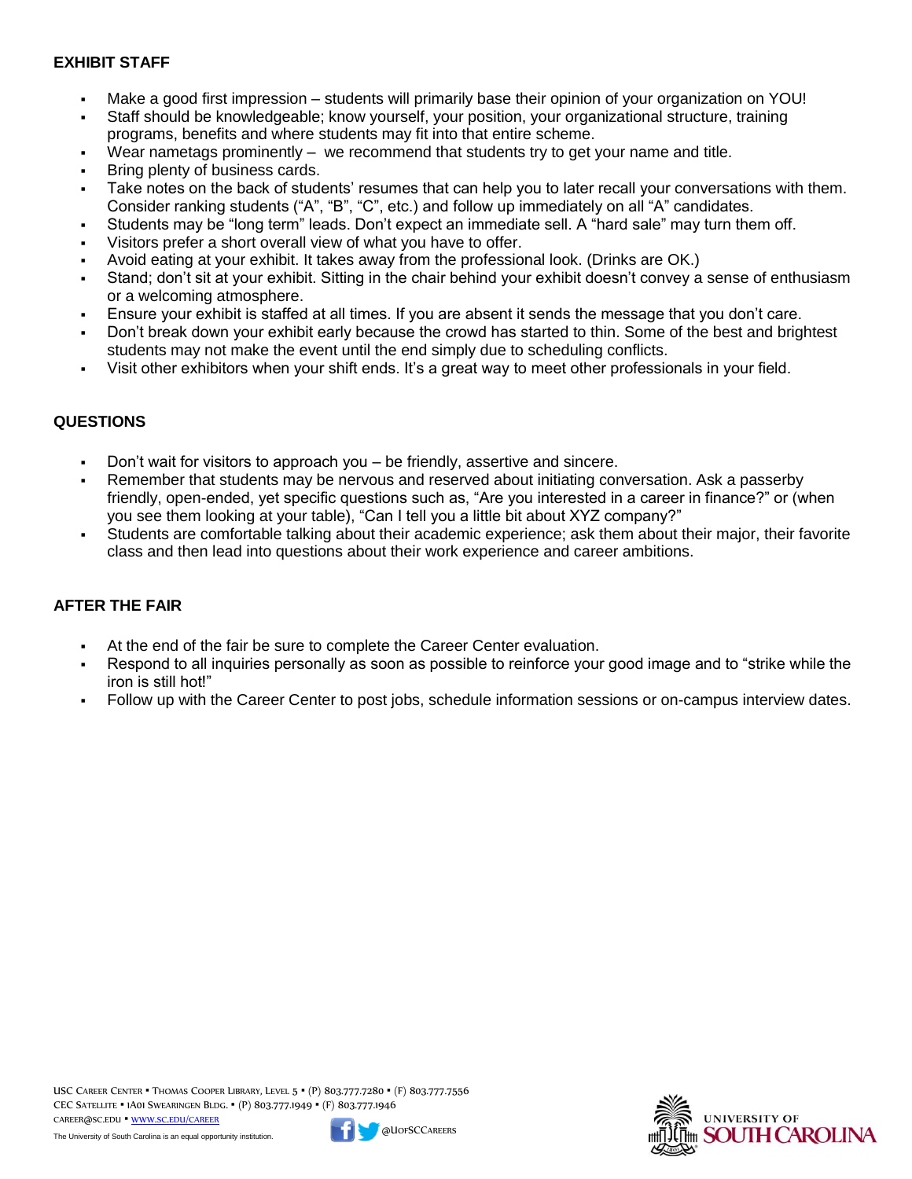**EXHIBIT STAFF**

- Make a good first impression – students will primarily base their opinion of your organization on YOU!
- Staff should be knowledgeable; know yourself, your position, your organizational structure, training programs, benefits and where students may fit into that entire scheme.
- Wear nametags prominently – we recommend that students try to get your name and title.
- Bring plenty of business cards.
- Take notes on the back of students' resumes that can help you to later recall your conversations with them. Consider ranking students ("A", "B", "C", etc.) and follow up immediately on all "A" candidates.
- Students may be "long term" leads. Don't expect an immediate sell. A "hard sale" may turn them off.
- Visitors prefer a short overall view of what you have to offer.
- Avoid eating at your exhibit. It takes away from the professional look. (Drinks are OK.)
- Stand; don't sit at your exhibit. Sitting in the chair behind your exhibit doesn't convey a sense of enthusiasm or a welcoming atmosphere.
- Ensure your exhibit is staffed at all times. If you are absent it sends the message that you don't care.
- Don't break down your exhibit early because the crowd has started to thin. Some of the best and brightest students may not make the event until the end simply due to scheduling conflicts.
- Visit other exhibitors when your shift ends. It's a great way to meet other professionals in your field.

**QUESTIONS**

- Don't wait for visitors to approach you – be friendly, assertive and sincere.
- Remember that students may be nervous and reserved about initiating conversation. Ask a passerby friendly, open-ended, yet specific questions such as, "Are you interested in a career in finance?" or (when you see them looking at your table), "Can I tell you a little bit about XYZ company?"
- Students are comfortable talking about their academic experience; ask them about their major, their favorite class and then lead into questions about their work experience and career ambitions.

**AFTER THE FAIR**

- At the end of the fair be sure to complete the Career Center evaluation.
- Respond to all inquiries personally as soon as possible to reinforce your good image and to "strike while the iron is still hot!"
- Follow up with the Career Center to post jobs, schedule information sessions or on-campus interview dates.